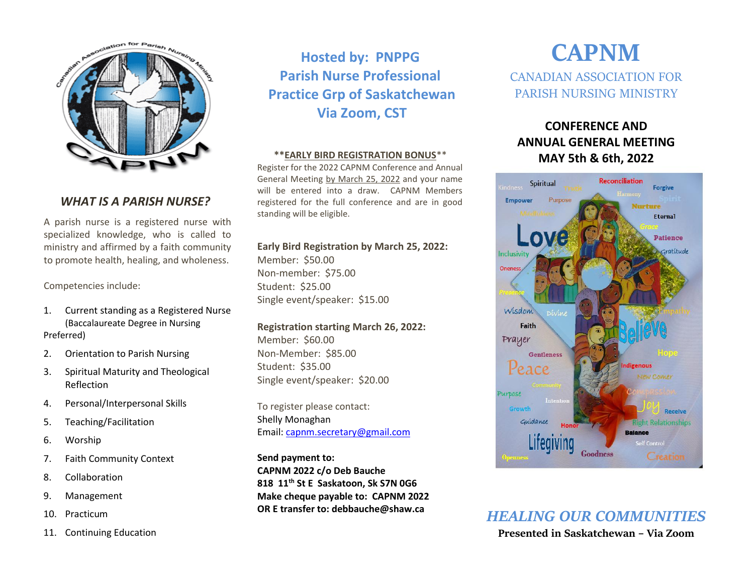## WHAT IS A PARISH NURSE?

A parish nurse is a registered nurse with specialized knowledge, who is called to ministry and affirmed by a faith community to promote health, healing, and wholeness.

Competencies include:

1. Current standing as a Registered Nurse (Baccalaureate Degree in Nursing Preferred)
2. Orientation to Parish Nursing
3. Spiritual Maturity and Theological Reflection
4. Personal/Interpersonal Skills
5. Teaching/Facilitation
6. Worship
7. Faith Community Context
8. Collaboration
9. Management
10. Practicum
11. Continuing Education

## Hosted by: PNPPG Parish Nurse Professional Practice Grp of Saskatchewan Via Zoom, CST

****EARLY BIRD REGISTRATION BONUS****

Register for the 2022 CAPNM Conference and Annual General Meeting by March 25, 2022 and your name will be entered into a draw. CAPNM Members registered for the full conference and are in good standing will be eligible.

**Early Bird Registration by March 25, 2022:**
Member: $50.00
Non-member: $75.00
Student: $25.00
Single event/speaker: $15.00

**Registration starting March 26, 2022:**
Member: $60.00
Non-Member: $85.00
Student: $35.00
Single event/speaker: $20.00

To register please contact:
Shelly Monaghan
Email: capnm.secretary@gmail.com

**Send payment to:**
**CAPNM 2022 c/o Deb Bauche**
**818 11th St E Saskatoon, Sk S7N 0G6**
**Make cheque payable to: CAPNM 2022**
**OR E transfer to: debbauche@shaw.ca**

# CAPNM

CANADIAN ASSOCIATION FOR PARISH NURSING MINISTRY

## CONFERENCE AND ANNUAL GENERAL MEETING MAY 5th & 6th, 2022

## *HEALING OUR COMMUNITIES*

**Presented in Saskatchewan – Via Zoom**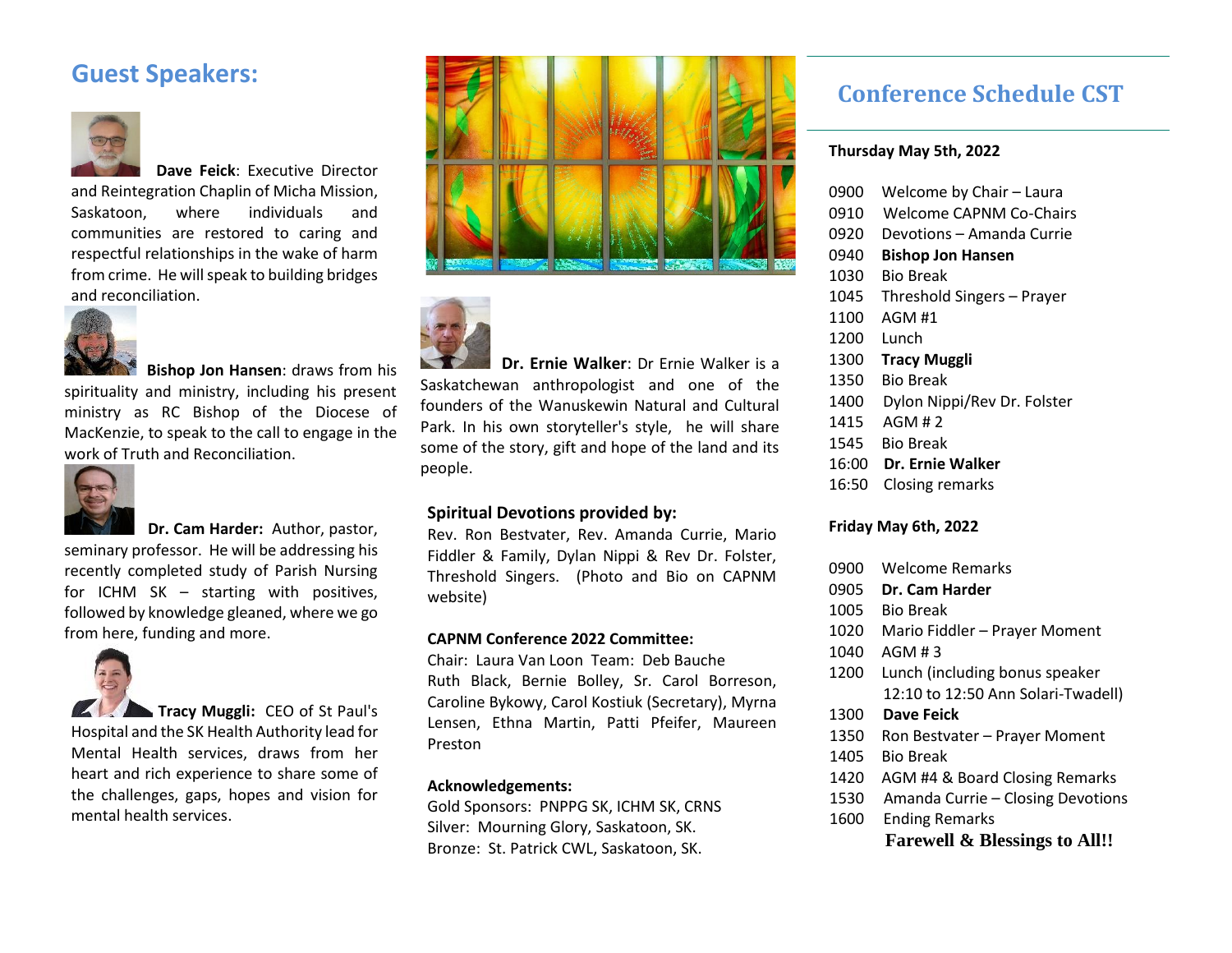## Guest Speakers:

**Dave Feick**: Executive Director and Reintegration Chaplin of Micha Mission, Saskatoon, where individuals and communities are restored to caring and respectful relationships in the wake of harm from crime. He will speak to building bridges and reconciliation.

**Bishop Jon Hansen**: draws from his spirituality and ministry, including his present ministry as RC Bishop of the Diocese of MacKenzie, to speak to the call to engage in the work of Truth and Reconciliation.

**Dr. Cam Harder:** Author, pastor, seminary professor. He will be addressing his recently completed study of Parish Nursing for ICHM SK – starting with positives, followed by knowledge gleaned, where we go from here, funding and more.

**Tracy Muggli:** CEO of St Paul's Hospital and the SK Health Authority lead for Mental Health services, draws from her heart and rich experience to share some of the challenges, gaps, hopes and vision for mental health services.

**Dr. Ernie Walker**: Dr Ernie Walker is a Saskatchewan anthropologist and one of the founders of the Wanuskewin Natural and Cultural Park. In his own storyteller's style, he will share some of the story, gift and hope of the land and its people.

**Spiritual Devotions provided by:**

Rev. Ron Bestvater, Rev. Amanda Currie, Mario Fiddler & Family, Dylan Nippi & Rev Dr. Folster, Threshold Singers. (Photo and Bio on CAPNM website)

**CAPNM Conference 2022 Committee:**

Chair: Laura Van Loon Team: Deb Bauche Ruth Black, Bernie Bolley, Sr. Carol Borreson, Caroline Bykowy, Carol Kostiuk (Secretary), Myrna Lensen, Ethna Martin, Patti Pfeifer, Maureen Preston

**Acknowledgements:**

Gold Sponsors: PNPPG SK, ICHM SK, CRNS
Silver: Mourning Glory, Saskatoon, SK.
Bronze: St. Patrick CWL, Saskatoon, SK.

## Conference Schedule CST

**Thursday May 5th, 2022**

| | |
|---|---|
| 0900 | Welcome by Chair – Laura |
| 0910 | Welcome CAPNM Co-Chairs |
| 0920 | Devotions – Amanda Currie |
| 0940 | **Bishop Jon Hansen** |
| 1030 | Bio Break |
| 1045 | Threshold Singers – Prayer |
| 1100 | AGM #1 |
| 1200 | Lunch |
| 1300 | **Tracy Muggli** |
| 1350 | Bio Break |
| 1400 | Dylon Nippi/Rev Dr. Folster |
| 1415 | AGM # 2 |
| 1545 | Bio Break |
| 16:00 | **Dr. Ernie Walker** |
| 16:50 | Closing remarks |

**Friday May 6th, 2022**

| | |
|---|---|
| 0900 | Welcome Remarks |
| 0905 | **Dr. Cam Harder** |
| 1005 | Bio Break |
| 1020 | Mario Fiddler – Prayer Moment |
| 1040 | AGM # 3 |
| 1200 | Lunch (including bonus speaker 12:10 to 12:50 Ann Solari-Twadell) |
| 1300 | **Dave Feick** |
| 1350 | Ron Bestvater – Prayer Moment |
| 1405 | Bio Break |
| 1420 | AGM #4 & Board Closing Remarks |
| 1530 | Amanda Currie – Closing Devotions |
| 1600 | Ending Remarks |

**Farewell & Blessings to All!!**